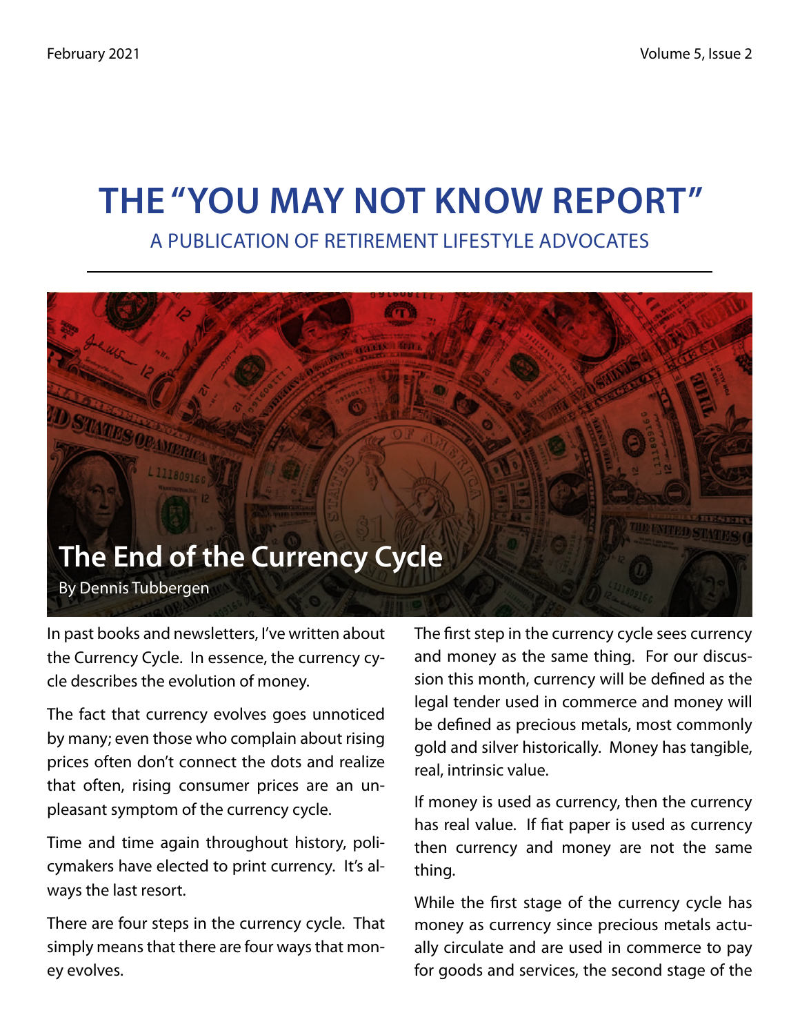# THE "YOU MAY NOT KNOW REPORT"

A PUBLICATION OF RETIREMENT LIFESTYLE ADVOCATES

## The End of the Currency Cycle

By Dennis Tubbergen

In past books and newsletters, I've written about the Currency Cycle. In essence, the currency cycle describes the evolution of money.

The fact that currency evolves goes unnoticed by many; even those who complain about rising prices often don't connect the dots and realize that often, rising consumer prices are an unpleasant symptom of the currency cycle.

Time and time again throughout history, policymakers have elected to print currency. It's always the last resort.

There are four steps in the currency cycle. That simply means that there are four ways that money evolves.

The first step in the currency cycle sees currency and money as the same thing. For our discussion this month, currency will be defined as the legal tender used in commerce and money will be defined as precious metals, most commonly gold and silver historically. Money has tangible, real, intrinsic value.

If money is used as currency, then the currency has real value. If fiat paper is used as currency then currency and money are not the same thing.

While the first stage of the currency cycle has money as currency since precious metals actually circulate and are used in commerce to pay for goods and services, the second stage of the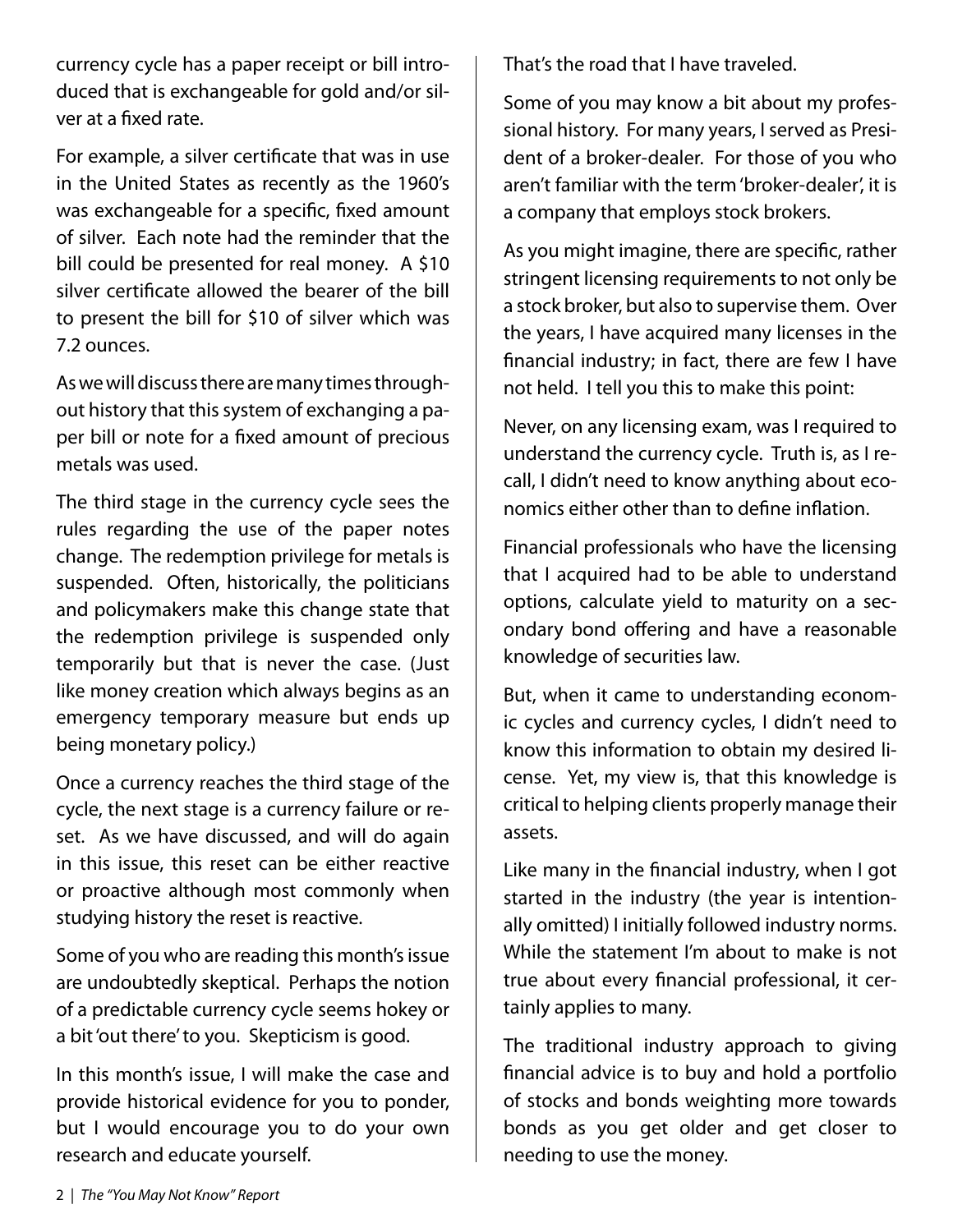currency cycle has a paper receipt or bill introduced that is exchangeable for gold and/or silver at a fixed rate.

For example, a silver certificate that was in use in the United States as recently as the 1960's was exchangeable for a specific, fixed amount of silver. Each note had the reminder that the bill could be presented for real money. A $10 silver certificate allowed the bearer of the bill to present the bill for $10 of silver which was 7.2 ounces.

As we will discuss there are many times throughout history that this system of exchanging a paper bill or note for a fixed amount of precious metals was used.

The third stage in the currency cycle sees the rules regarding the use of the paper notes change. The redemption privilege for metals is suspended. Often, historically, the politicians and policymakers make this change state that the redemption privilege is suspended only temporarily but that is never the case. (Just like money creation which always begins as an emergency temporary measure but ends up being monetary policy.)

Once a currency reaches the third stage of the cycle, the next stage is a currency failure or reset. As we have discussed, and will do again in this issue, this reset can be either reactive or proactive although most commonly when studying history the reset is reactive.

Some of you who are reading this month's issue are undoubtedly skeptical. Perhaps the notion of a predictable currency cycle seems hokey or a bit 'out there' to you. Skepticism is good.

In this month's issue, I will make the case and provide historical evidence for you to ponder, but I would encourage you to do your own research and educate yourself.

That's the road that I have traveled.

Some of you may know a bit about my professional history. For many years, I served as President of a broker-dealer. For those of you who aren't familiar with the term 'broker-dealer', it is a company that employs stock brokers.

As you might imagine, there are specific, rather stringent licensing requirements to not only be a stock broker, but also to supervise them. Over the years, I have acquired many licenses in the financial industry; in fact, there are few I have not held. I tell you this to make this point:

Never, on any licensing exam, was I required to understand the currency cycle. Truth is, as I recall, I didn't need to know anything about economics either other than to define inflation.

Financial professionals who have the licensing that I acquired had to be able to understand options, calculate yield to maturity on a secondary bond offering and have a reasonable knowledge of securities law.

But, when it came to understanding economic cycles and currency cycles, I didn't need to know this information to obtain my desired license. Yet, my view is, that this knowledge is critical to helping clients properly manage their assets.

Like many in the financial industry, when I got started in the industry (the year is intentionally omitted) I initially followed industry norms. While the statement I'm about to make is not true about every financial professional, it certainly applies to many.

The traditional industry approach to giving financial advice is to buy and hold a portfolio of stocks and bonds weighting more towards bonds as you get older and get closer to needing to use the money.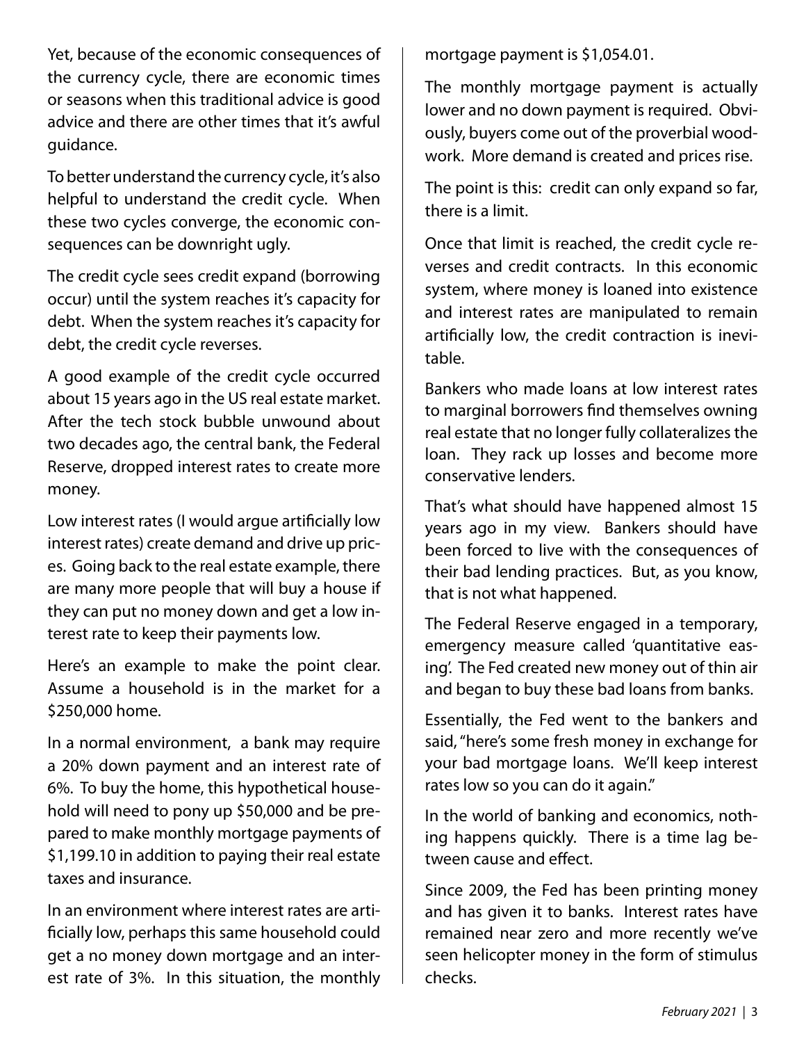Yet, because of the economic consequences of the currency cycle, there are economic times or seasons when this traditional advice is good advice and there are other times that it's awful guidance.

To better understand the currency cycle, it's also helpful to understand the credit cycle. When these two cycles converge, the economic consequences can be downright ugly.

The credit cycle sees credit expand (borrowing occur) until the system reaches it's capacity for debt. When the system reaches it's capacity for debt, the credit cycle reverses.

A good example of the credit cycle occurred about 15 years ago in the US real estate market. After the tech stock bubble unwound about two decades ago, the central bank, the Federal Reserve, dropped interest rates to create more money.

Low interest rates (I would argue artificially low interest rates) create demand and drive up prices. Going back to the real estate example, there are many more people that will buy a house if they can put no money down and get a low interest rate to keep their payments low.

Here's an example to make the point clear. Assume a household is in the market for a $250,000 home.

In a normal environment, a bank may require a 20% down payment and an interest rate of 6%. To buy the home, this hypothetical household will need to pony up $50,000 and be prepared to make monthly mortgage payments of $1,199.10 in addition to paying their real estate taxes and insurance.

In an environment where interest rates are artificially low, perhaps this same household could get a no money down mortgage and an interest rate of 3%. In this situation, the monthly mortgage payment is $1,054.01.

The monthly mortgage payment is actually lower and no down payment is required. Obviously, buyers come out of the proverbial woodwork. More demand is created and prices rise.

The point is this: credit can only expand so far, there is a limit.

Once that limit is reached, the credit cycle reverses and credit contracts. In this economic system, where money is loaned into existence and interest rates are manipulated to remain artificially low, the credit contraction is inevitable.

Bankers who made loans at low interest rates to marginal borrowers find themselves owning real estate that no longer fully collateralizes the loan. They rack up losses and become more conservative lenders.

That's what should have happened almost 15 years ago in my view. Bankers should have been forced to live with the consequences of their bad lending practices. But, as you know, that is not what happened.

The Federal Reserve engaged in a temporary, emergency measure called 'quantitative easing'. The Fed created new money out of thin air and began to buy these bad loans from banks.

Essentially, the Fed went to the bankers and said, "here's some fresh money in exchange for your bad mortgage loans. We'll keep interest rates low so you can do it again."

In the world of banking and economics, nothing happens quickly. There is a time lag between cause and effect.

Since 2009, the Fed has been printing money and has given it to banks. Interest rates have remained near zero and more recently we've seen helicopter money in the form of stimulus checks.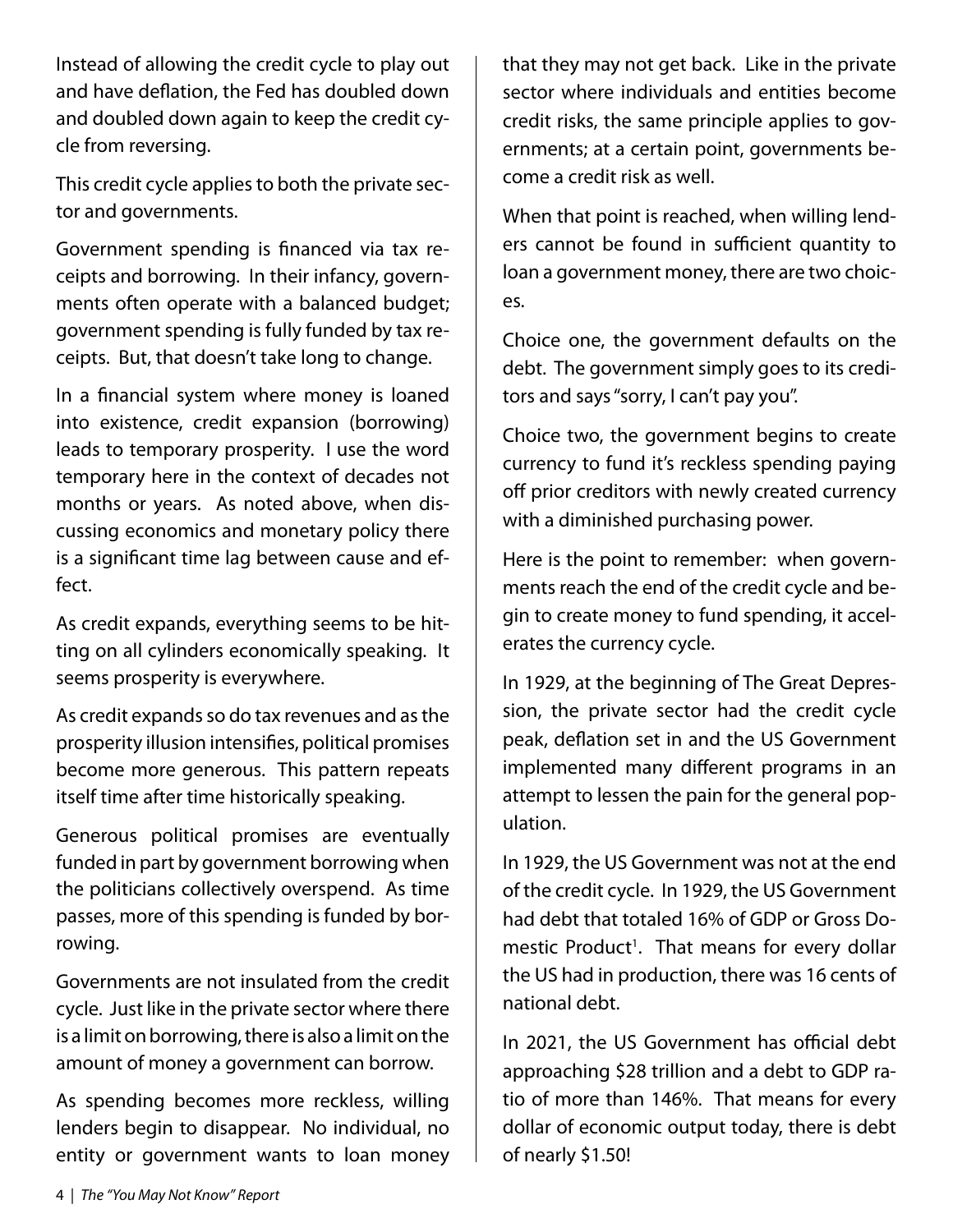Instead of allowing the credit cycle to play out and have deflation, the Fed has doubled down and doubled down again to keep the credit cycle from reversing.

This credit cycle applies to both the private sector and governments.

Government spending is financed via tax receipts and borrowing. In their infancy, governments often operate with a balanced budget; government spending is fully funded by tax receipts. But, that doesn't take long to change.

In a financial system where money is loaned into existence, credit expansion (borrowing) leads to temporary prosperity. I use the word temporary here in the context of decades not months or years. As noted above, when discussing economics and monetary policy there is a significant time lag between cause and effect.

As credit expands, everything seems to be hitting on all cylinders economically speaking. It seems prosperity is everywhere.

As credit expands so do tax revenues and as the prosperity illusion intensifies, political promises become more generous. This pattern repeats itself time after time historically speaking.

Generous political promises are eventually funded in part by government borrowing when the politicians collectively overspend. As time passes, more of this spending is funded by borrowing.

Governments are not insulated from the credit cycle. Just like in the private sector where there is a limit on borrowing, there is also a limit on the amount of money a government can borrow.

As spending becomes more reckless, willing lenders begin to disappear. No individual, no entity or government wants to loan money that they may not get back. Like in the private sector where individuals and entities become credit risks, the same principle applies to governments; at a certain point, governments become a credit risk as well.

When that point is reached, when willing lenders cannot be found in sufficient quantity to loan a government money, there are two choices.

Choice one, the government defaults on the debt. The government simply goes to its creditors and says "sorry, I can't pay you".

Choice two, the government begins to create currency to fund it's reckless spending paying off prior creditors with newly created currency with a diminished purchasing power.

Here is the point to remember: when governments reach the end of the credit cycle and begin to create money to fund spending, it accelerates the currency cycle.

In 1929, at the beginning of The Great Depression, the private sector had the credit cycle peak, deflation set in and the US Government implemented many different programs in an attempt to lessen the pain for the general population.

In 1929, the US Government was not at the end of the credit cycle. In 1929, the US Government had debt that totaled 16% of GDP or Gross Domestic Product[1]. That means for every dollar the US had in production, there was 16 cents of national debt.

In 2021, the US Government has official debt approaching $28 trillion and a debt to GDP ratio of more than 146%. That means for every dollar of economic output today, there is debt of nearly $1.50!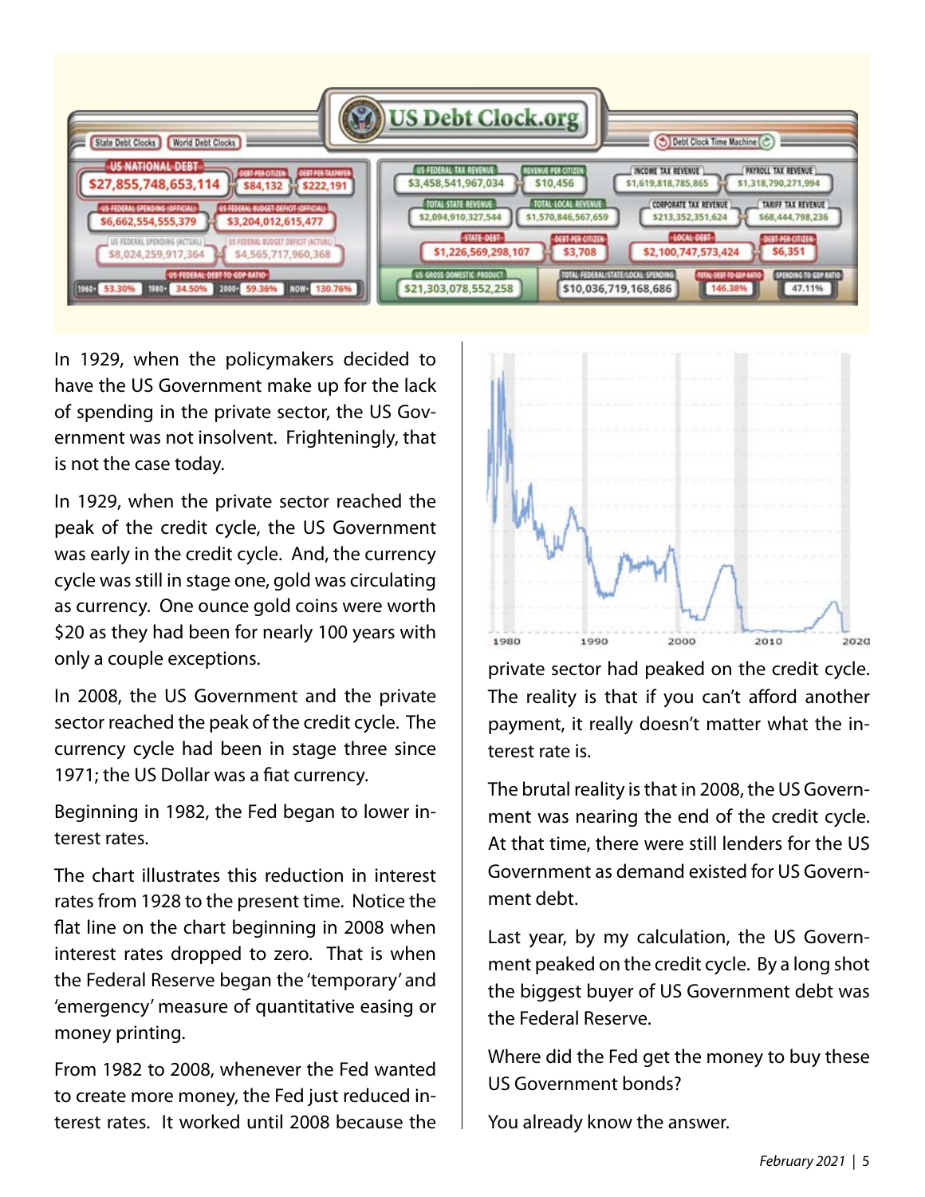In 1929, when the policymakers decided to have the US Government make up for the lack of spending in the private sector, the US Government was not insolvent. Frighteningly, that is not the case today.

In 1929, when the private sector reached the peak of the credit cycle, the US Government was early in the credit cycle. And, the currency cycle was still in stage one, gold was circulating as currency. One ounce gold coins were worth $20 as they had been for nearly 100 years with only a couple exceptions.

In 2008, the US Government and the private sector reached the peak of the credit cycle. The currency cycle had been in stage three since 1971; the US Dollar was a fiat currency.

Beginning in 1982, the Fed began to lower interest rates.

The chart illustrates this reduction in interest rates from 1928 to the present time. Notice the flat line on the chart beginning in 2008 when interest rates dropped to zero. That is when the Federal Reserve began the 'temporary' and 'emergency' measure of quantitative easing or money printing.

From 1982 to 2008, whenever the Fed wanted to create more money, the Fed just reduced interest rates. It worked until 2008 because the private sector had peaked on the credit cycle. The reality is that if you can't afford another payment, it really doesn't matter what the interest rate is.

The brutal reality is that in 2008, the US Government was nearing the end of the credit cycle. At that time, there were still lenders for the US Government as demand existed for US Government debt.

Last year, by my calculation, the US Government peaked on the credit cycle. By a long shot the biggest buyer of US Government debt was the Federal Reserve.

Where did the Fed get the money to buy these US Government bonds?

You already know the answer.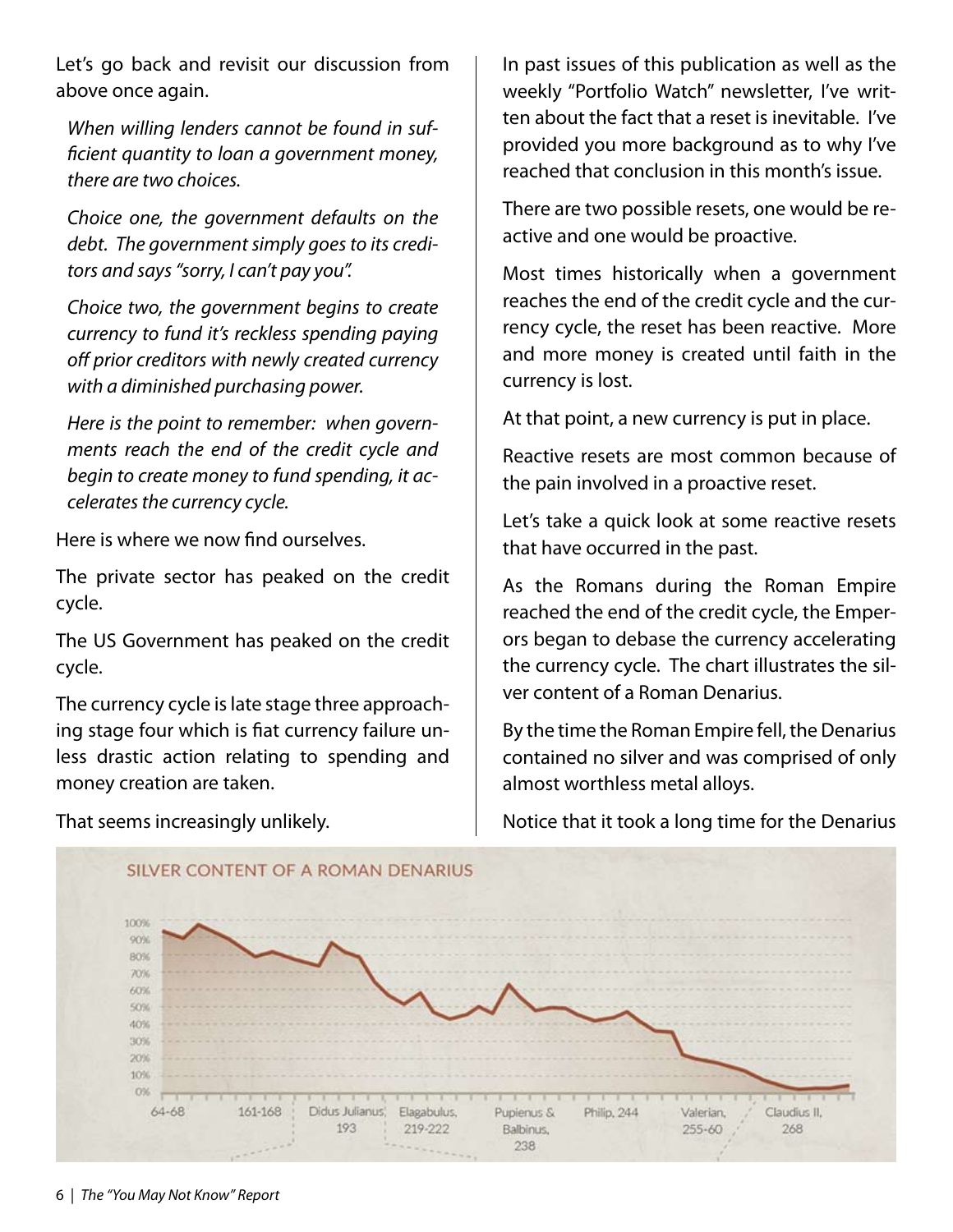Let's go back and revisit our discussion from above once again.

*When willing lenders cannot be found in sufficient quantity to loan a government money, there are two choices.*

*Choice one, the government defaults on the debt. The government simply goes to its creditors and says "sorry, I can't pay you".*

*Choice two, the government begins to create currency to fund it's reckless spending paying off prior creditors with newly created currency with a diminished purchasing power.*

*Here is the point to remember: when governments reach the end of the credit cycle and begin to create money to fund spending, it accelerates the currency cycle.*

Here is where we now find ourselves.

The private sector has peaked on the credit cycle.

The US Government has peaked on the credit cycle.

The currency cycle is late stage three approaching stage four which is fiat currency failure unless drastic action relating to spending and money creation are taken.

That seems increasingly unlikely.

In past issues of this publication as well as the weekly "Portfolio Watch" newsletter, I've written about the fact that a reset is inevitable. I've provided you more background as to why I've reached that conclusion in this month's issue.

There are two possible resets, one would be reactive and one would be proactive.

Most times historically when a government reaches the end of the credit cycle and the currency cycle, the reset has been reactive. More and more money is created until faith in the currency is lost.

At that point, a new currency is put in place.

Reactive resets are most common because of the pain involved in a proactive reset.

Let's take a quick look at some reactive resets that have occurred in the past.

As the Romans during the Roman Empire reached the end of the credit cycle, the Emperors began to debase the currency accelerating the currency cycle. The chart illustrates the silver content of a Roman Denarius.

By the time the Roman Empire fell, the Denarius contained no silver and was comprised of only almost worthless metal alloys.

Notice that it took a long time for the Denarius

SILVER CONTENT OF A ROMAN DENARIUS

100% / 90% / 80% / 70% / 60% / 50% / 40% / 30% / 20% / 10% / 0%

64-68 | 161-168 | Didus Julianus, 193 | Elagabulus, 219-222 | Pupienus & Balbinus, 238 | Philip, 244 | Valerian, 255-60 | Claudius II, 268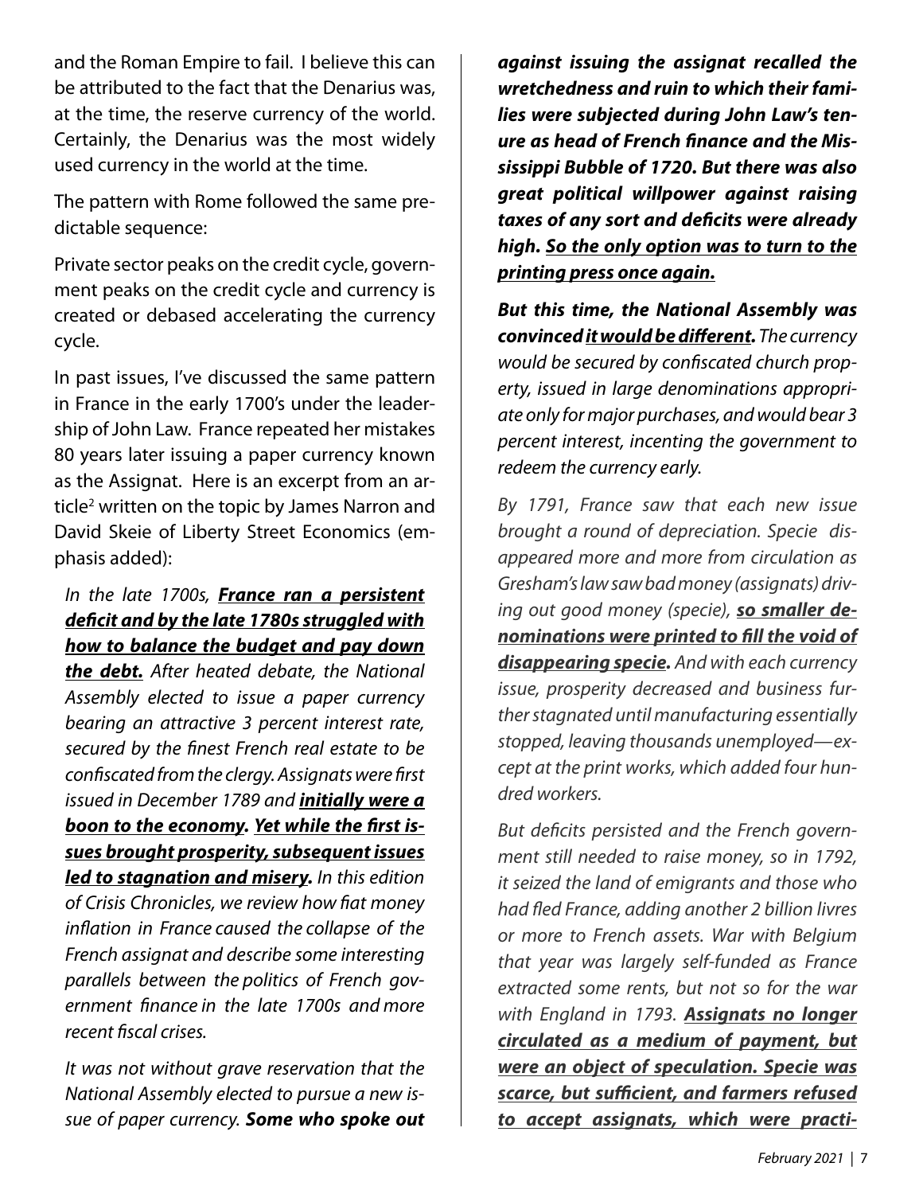and the Roman Empire to fail. I believe this can be attributed to the fact that the Denarius was, at the time, the reserve currency of the world. Certainly, the Denarius was the most widely used currency in the world at the time.

The pattern with Rome followed the same predictable sequence:

Private sector peaks on the credit cycle, government peaks on the credit cycle and currency is created or debased accelerating the currency cycle.

In past issues, I've discussed the same pattern in France in the early 1700's under the leadership of John Law. France repeated her mistakes 80 years later issuing a paper currency known as the Assignat. Here is an excerpt from an article[2] written on the topic by James Narron and David Skeie of Liberty Street Economics (emphasis added):

> *In the late 1700s, **<u>France ran a persistent deficit and by the late 1780s struggled with how to balance the budget and pay down the debt.</u>** After heated debate, the National Assembly elected to issue a paper currency bearing an attractive 3 percent interest rate, secured by the finest French real estate to be confiscated from the clergy. Assignats were first issued in December 1789 and **<u>initially were a boon to the economy. Yet while the first issues brought prosperity, subsequent issues led to stagnation and misery.</u>** In this edition of Crisis Chronicles, we review how fiat money inflation in France caused the collapse of the French assignat and describe some interesting parallels between the politics of French government finance in the late 1700s and more recent fiscal crises.*
>
> *It was not without grave reservation that the National Assembly elected to pursue a new issue of paper currency. **Some who spoke out against issuing the assignat recalled the wretchedness and ruin to which their families were subjected during John Law's tenure as head of French finance and the Mississippi Bubble of 1720. But there was also great political willpower against raising taxes of any sort and deficits were already high. <u>So the only option was to turn to the printing press once again.</u>***
>
> ***But this time, the National Assembly was convinced <u>it would be different</u>.** The currency would be secured by confiscated church property, issued in large denominations appropriate only for major purchases, and would bear 3 percent interest, incenting the government to redeem the currency early.*
>
> *By 1791, France saw that each new issue brought a round of depreciation. Specie disappeared more and more from circulation as Gresham's law saw bad money (assignats) driving out good money (specie), **<u>so smaller denominations were printed to fill the void of disappearing specie</u>.** And with each currency issue, prosperity decreased and business further stagnated until manufacturing essentially stopped, leaving thousands unemployed—except at the print works, which added four hundred workers.*
>
> *But deficits persisted and the French government still needed to raise money, so in 1792, it seized the land of emigrants and those who had fled France, adding another 2 billion livres or more to French assets. War with Belgium that year was largely self-funded as France extracted some rents, but not so for the war with England in 1793. **<u>Assignats no longer circulated as a medium of payment, but were an object of speculation. Specie was scarce, but sufficient, and farmers refused to accept assignats, which were practi-</u>***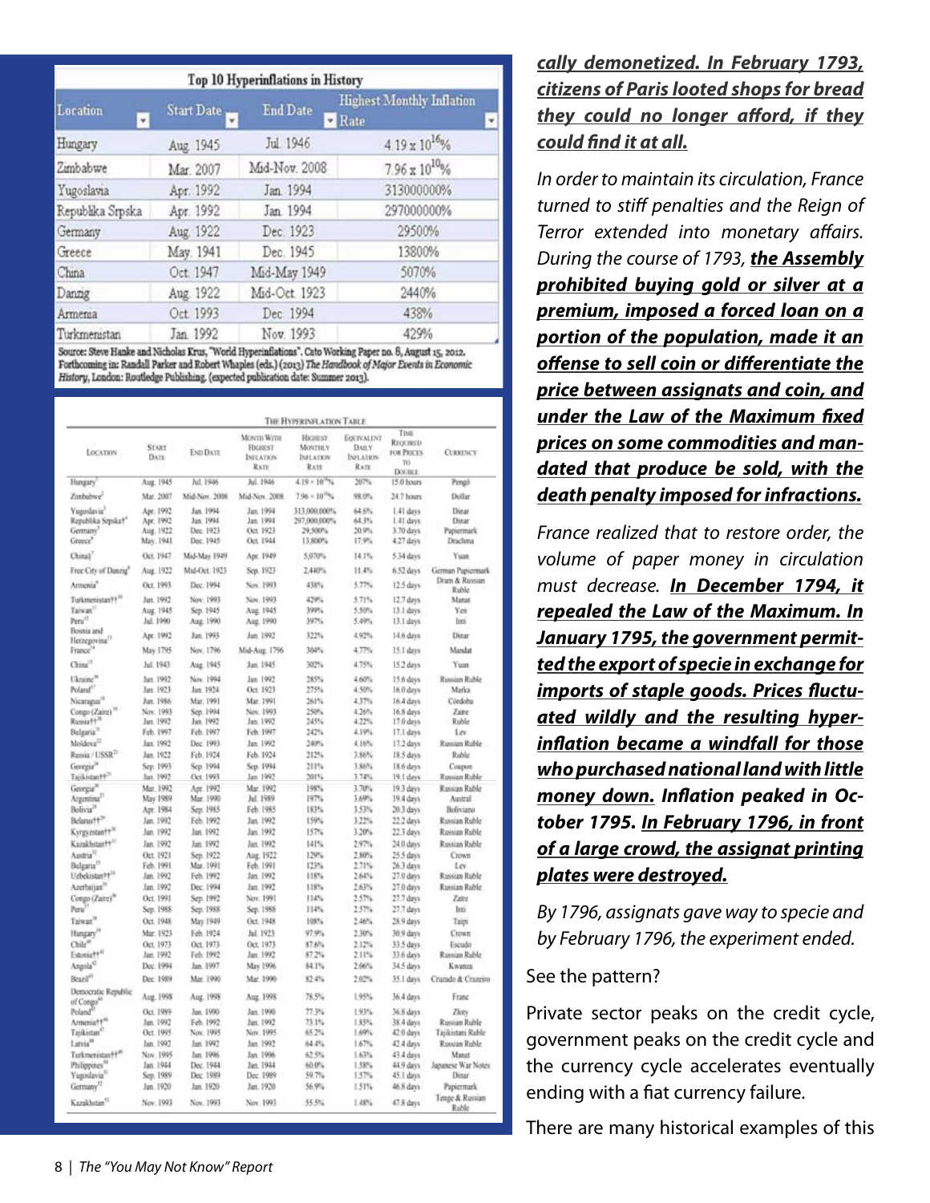**Top 10 Hyperinflations in History**

| Location | Start Date | End Date | Highest Monthly Inflation Rate |
|---|---|---|---|
| Hungary | Aug. 1945 | Jul. 1946 | $4.19 \times 10^{16}$% |
| Zimbabwe | Mar. 2007 | Mid-Nov. 2008 | $7.96 \times 10^{10}$% |
| Yugoslavia | Apr. 1992 | Jan. 1994 | 313000000% |
| Republika Srpska | Apr. 1992 | Jan. 1994 | 297000000% |
| Germany | Aug. 1922 | Dec. 1923 | 29500% |
| Greece | May. 1941 | Dec. 1945 | 13800% |
| China | Oct. 1947 | Mid-May 1949 | 5070% |
| Danzig | Aug. 1922 | Mid-Oct. 1923 | 2440% |
| Armenia | Oct. 1993 | Dec. 1994 | 438% |
| Turkmenistan | Jan. 1992 | Nov. 1993 | 429% |

Source: Steve Hanke and Nicholas Krus, "World Hyperinflations", Cato Working Paper no. 8, August 15, 2012. Forthcoming in: Randall Parker and Robert Whaples (eds.) (2013) *The Handbook of Major Events in Economic History*, London: Routledge Publishing. (expected publication date: Summer 2013).

**The Hyperinflation Table**

| Location | Start Date | End Date | Month With Highest Inflation Rate | Highest Monthly Inflation Rate | Equivalent Daily Inflation Rate | Time Required for Prices to Double | Currency |
|---|---|---|---|---|---|---|---|
| Hungary | Aug. 1945 | Jul. 1946 | Jul. 1946 | $4.19 \times 10^{16}$% | 207% | 15.0 hours | Pengő |
| Zimbabwe | Mar. 2007 | Mid-Nov. 2008 | Mid-Nov. 2008 | $7.96 \times 10^{10}$% | 98.0% | 24.7 hours | Dollar |
| Yugoslavia | Apr. 1992 | Jan. 1994 | Jan. 1994 | 313,000,000% | 64.6% | 1.41 days | Dinar |
| Republika Srpska | Apr. 1992 | Jan. 1994 | Jan. 1994 | 297,000,000% | 64.3% | 1.41 days | Dinar |
| Germany | Aug. 1922 | Dec. 1923 | Oct. 1923 | 29,500% | 20.9% | 3.70 days | Papiermark |
| Greece | May. 1941 | Dec. 1945 | Oct. 1944 | 13,800% | 17.9% | 4.27 days | Drachma |
| China | Oct. 1947 | Mid-May 1949 | Apr. 1949 | 5,070% | 14.1% | 5.34 days | Yuan |
| Free City of Danzig | Aug. 1922 | Mid-Oct. 1923 | Sep. 1923 | 2,440% | 11.4% | 6.52 days | German Papiermark |
| Armenia | Oct. 1993 | Dec. 1994 | Nov. 1993 | 438% | 5.77% | 12.5 days | Dram & Russian Ruble |
| Turkmenistan | Jan. 1992 | Nov. 1993 | Nov. 1993 | 429% | 5.71% | 12.7 days | Manat |
| Taiwan | Aug. 1945 | Sep. 1945 | Aug. 1945 | 399% | 5.50% | 13.1 days | Yen |
| Peru | Jul. 1990 | Aug. 1990 | Aug. 1990 | 397% | 5.49% | 13.1 days | Inti |
| Bosnia and Herzegovina | Apr. 1992 | Jun. 1993 | Jun. 1992 | 322% | 4.92% | 14.6 days | Dinar |
| France | May 1795 | Nov. 1796 | Mid-Aug. 1796 | 304% | 4.77% | 15.1 days | Mandat |
| China | Jul. 1943 | Aug. 1945 | Jun. 1945 | 302% | 4.75% | 15.2 days | Yuan |
| Ukraine | Jan. 1992 | Nov. 1994 | Jan. 1992 | 285% | 4.60% | 15.6 days | Russian Ruble |
| Poland | Jan. 1923 | Jan. 1924 | Oct. 1923 | 275% | 4.50% | 16.0 days | Marka |
| Nicaragua | Jun. 1986 | Mar. 1991 | Mar. 1991 | 261% | 4.37% | 16.4 days | Córdoba |
| Congo (Zaire) | Nov. 1993 | Sep. 1994 | Nov. 1993 | 250% | 4.26% | 16.8 days | Zaire |
| Russia | Jan. 1992 | Jan. 1992 | Jan. 1992 | 245% | 4.22% | 17.0 days | Ruble |
| Bulgaria | Feb. 1997 | Feb. 1997 | Feb. 1997 | 242% | 4.19% | 17.1 days | Lev |
| Moldova | Jan. 1992 | Dec. 1993 | Jan. 1992 | 240% | 4.16% | 17.2 days | Russian Ruble |
| Russia / USSR | Jan. 1922 | Feb. 1924 | Feb. 1924 | 212% | 3.86% | 18.5 days | Ruble |
| Georgia | Sep. 1993 | Sep. 1994 | Sep. 1994 | 211% | 3.86% | 18.6 days | Coupon |
| Tajikistan | Jan. 1992 | Oct. 1993 | Jan. 1992 | 201% | 3.74% | 19.1 days | Russian Ruble |
| Georgia | Mar. 1992 | Apr. 1992 | Mar. 1992 | 198% | 3.70% | 19.3 days | Russian Ruble |
| Argentina | May 1989 | Mar. 1990 | Jul. 1989 | 197% | 3.69% | 19.4 days | Austral |
| Bolivia | Apr. 1984 | Sep. 1985 | Feb. 1985 | 183% | 3.53% | 20.3 days | Boliviano |
| Belarus | Jan. 1992 | Feb. 1992 | Jan. 1992 | 159% | 3.22% | 22.2 days | Russian Ruble |
| Kyrgyzstan | Jan. 1992 | Jan. 1992 | Jan. 1992 | 157% | 3.20% | 22.3 days | Russian Ruble |
| Kazakhstan | Jan. 1992 | Jan. 1992 | Jan. 1992 | 141% | 2.97% | 24.0 days | Russian Ruble |
| Austria | Oct. 1921 | Sep. 1922 | Aug. 1922 | 129% | 2.80% | 25.5 days | Crown |
| Bulgaria | Feb. 1991 | Mar. 1991 | Feb. 1991 | 123% | 2.71% | 26.3 days | Lev |
| Uzbekistan | Jan. 1992 | Feb. 1992 | Jan. 1992 | 118% | 2.64% | 27.0 days | Russian Ruble |
| Azerbaijan | Jan. 1992 | Dec. 1994 | Jan. 1992 | 118% | 2.63% | 27.0 days | Russian Ruble |
| Congo (Zaire) | Oct. 1991 | Sep. 1992 | Nov. 1991 | 114% | 2.57% | 27.7 days | Zaire |
| Peru | Sep. 1988 | Sep. 1988 | Sep. 1988 | 114% | 2.57% | 27.7 days | Inti |
| Taiwan | Oct. 1948 | May 1949 | Oct. 1948 | 108% | 2.46% | 28.9 days | Taipi |
| Hungary | Mar. 1923 | Feb. 1924 | Jul. 1923 | 97.9% | 2.30% | 30.9 days | Crown |
| Chile | Oct. 1973 | Oct. 1973 | Oct. 1973 | 87.6% | 2.12% | 33.5 days | Escudo |
| Estonia | Jan. 1992 | Feb. 1992 | Jan. 1992 | 87.2% | 2.11% | 33.6 days | Russian Ruble |
| Angola | Dec. 1994 | Jan. 1997 | May 1996 | 84.1% | 2.06% | 34.5 days | Kwanza |
| Brazil | Dec. 1989 | Mar. 1990 | Mar. 1990 | 82.4% | 2.02% | 35.1 days | Cruzado & Cruzeiro |
| Democratic Republic of Congo | Aug. 1998 | Aug. 1998 | Aug. 1998 | 78.5% | 1.95% | 36.4 days | Franc |
| Poland | Oct. 1989 | Jan. 1990 | Jan. 1990 | 77.3% | 1.93% | 36.8 days | Złoty |
| Armenia | Jan. 1992 | Feb. 1992 | Jan. 1992 | 73.1% | 1.85% | 38.4 days | Russian Ruble |
| Tajikistan | Oct. 1995 | Nov. 1995 | Nov. 1995 | 65.2% | 1.69% | 42.0 days | Tajikistani Ruble |
| Latvia | Jan. 1992 | Jan. 1992 | Jan. 1992 | 64.4% | 1.67% | 42.4 days | Russian Ruble |
| Turkmenistan | Nov. 1995 | Jan. 1996 | Jan. 1996 | 62.5% | 1.63% | 43.4 days | Manat |
| Philippines | Jan. 1944 | Dec. 1944 | Jan. 1944 | 60.0% | 1.58% | 44.9 days | Japanese War Notes |
| Yugoslavia | Sep. 1989 | Dec. 1989 | Dec. 1989 | 59.7% | 1.57% | 45.1 days | Dinar |
| Germany | Jan. 1920 | Jan. 1920 | Jan. 1920 | 56.9% | 1.51% | 46.8 days | Papiermark |
| Kazakhstan | Nov. 1993 | Nov. 1993 | Nov. 1993 | 55.5% | 1.48% | 47.8 days | Tenge & Russian Ruble |

***cally demonetized. In February 1793, citizens of Paris looted shops for bread they could no longer afford, if they could find it at all.***

*In order to maintain its circulation, France turned to stiff penalties and the Reign of Terror extended into monetary affairs. During the course of 1793, **the Assembly prohibited buying gold or silver at a premium, imposed a forced loan on a portion of the population, made it an offense to sell coin or differentiate the price between assignats and coin, and under the Law of the Maximum fixed prices on some commodities and mandated that produce be sold, with the death penalty imposed for infractions.***

*France realized that to restore order, the volume of paper money in circulation must decrease. **In December 1794, it repealed the Law of the Maximum. In January 1795, the government permitted the export of specie in exchange for imports of staple goods. Prices fluctuated wildly and the resulting hyperinflation became a windfall for those who purchased national land with little money down.** Inflation peaked in October 1795. **In February 1796, in front of a large crowd, the assignat printing plates were destroyed.***

*By 1796, assignats gave way to specie and by February 1796, the experiment ended.*

See the pattern?

Private sector peaks on the credit cycle, government peaks on the credit cycle and the currency cycle accelerates eventually ending with a fiat currency failure.

There are many historical examples of this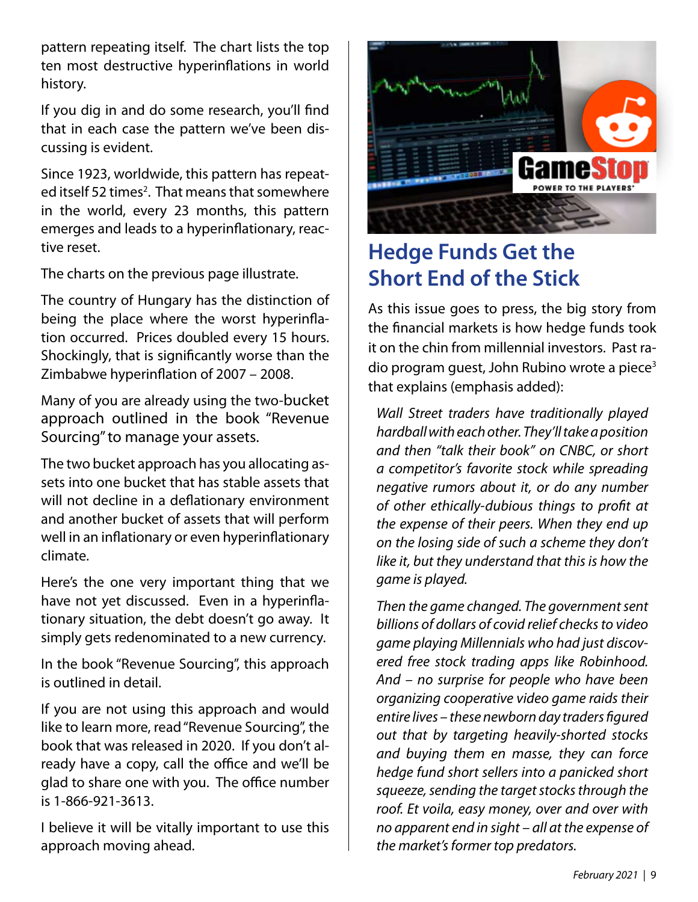pattern repeating itself. The chart lists the top ten most destructive hyperinflations in world history.

If you dig in and do some research, you'll find that in each case the pattern we've been discussing is evident.

Since 1923, worldwide, this pattern has repeated itself 52 times[2]. That means that somewhere in the world, every 23 months, this pattern emerges and leads to a hyperinflationary, reactive reset.

The charts on the previous page illustrate.

The country of Hungary has the distinction of being the place where the worst hyperinflation occurred. Prices doubled every 15 hours. Shockingly, that is significantly worse than the Zimbabwe hyperinflation of 2007 – 2008.

Many of you are already using the two-bucket approach outlined in the book "Revenue Sourcing" to manage your assets.

The two bucket approach has you allocating assets into one bucket that has stable assets that will not decline in a deflationary environment and another bucket of assets that will perform well in an inflationary or even hyperinflationary climate.

Here's the one very important thing that we have not yet discussed. Even in a hyperinflationary situation, the debt doesn't go away. It simply gets redenominated to a new currency.

In the book "Revenue Sourcing", this approach is outlined in detail.

If you are not using this approach and would like to learn more, read "Revenue Sourcing", the book that was released in 2020. If you don't already have a copy, call the office and we'll be glad to share one with you. The office number is 1-866-921-3613.

I believe it will be vitally important to use this approach moving ahead.

## Hedge Funds Get the Short End of the Stick

As this issue goes to press, the big story from the financial markets is how hedge funds took it on the chin from millennial investors. Past radio program guest, John Rubino wrote a piece[3] that explains (emphasis added):

> *Wall Street traders have traditionally played hardball with each other. They'll take a position and then "talk their book" on CNBC, or short a competitor's favorite stock while spreading negative rumors about it, or do any number of other ethically-dubious things to profit at the expense of their peers. When they end up on the losing side of such a scheme they don't like it, but they understand that this is how the game is played.*
>
> *Then the game changed. The government sent billions of dollars of covid relief checks to video game playing Millennials who had just discovered free stock trading apps like Robinhood. And – no surprise for people who have been organizing cooperative video game raids their entire lives – these newborn day traders figured out that by targeting heavily-shorted stocks and buying them en masse, they can force hedge fund short sellers into a panicked short squeeze, sending the target stocks through the roof. Et voila, easy money, over and over with no apparent end in sight – all at the expense of the market's former top predators.*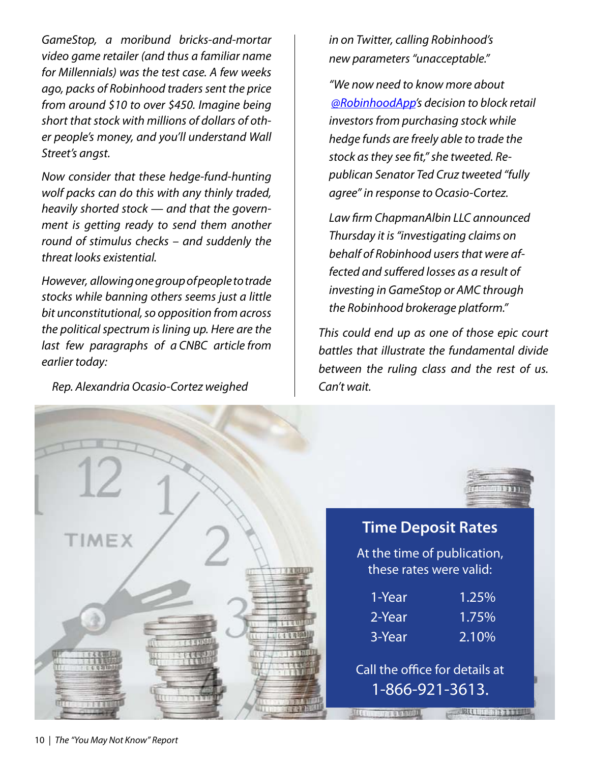*GameStop, a moribund bricks-and-mortar video game retailer (and thus a familiar name for Millennials) was the test case. A few weeks ago, packs of Robinhood traders sent the price from around $10 to over $450. Imagine being short that stock with millions of dollars of other people's money, and you'll understand Wall Street's angst.*

*Now consider that these hedge-fund-hunting wolf packs can do this with any thinly traded, heavily shorted stock — and that the government is getting ready to send them another round of stimulus checks – and suddenly the threat looks existential.*

*However, allowing one group of people to trade stocks while banning others seems just a little bit unconstitutional, so opposition from across the political spectrum is lining up. Here are the last few paragraphs of a CNBC article from earlier today:*

> *Rep. Alexandria Ocasio-Cortez weighed in on Twitter, calling Robinhood's new parameters "unacceptable."*
>
> *"We now need to know more about @RobinhoodApp's decision to block retail investors from purchasing stock while hedge funds are freely able to trade the stock as they see fit," she tweeted. Republican Senator Ted Cruz tweeted "fully agree" in response to Ocasio-Cortez.*
>
> *Law firm ChapmanAlbin LLC announced Thursday it is "investigating claims on behalf of Robinhood users that were affected and suffered losses as a result of investing in GameStop or AMC through the Robinhood brokerage platform."*

*This could end up as one of those epic court battles that illustrate the fundamental divide between the ruling class and the rest of us. Can't wait.*

## Time Deposit Rates

At the time of publication, these rates were valid:

| Term | Rate |
|---|---|
| 1-Year | 1.25% |
| 2-Year | 1.75% |
| 3-Year | 2.10% |

Call the office for details at 1-866-921-3613.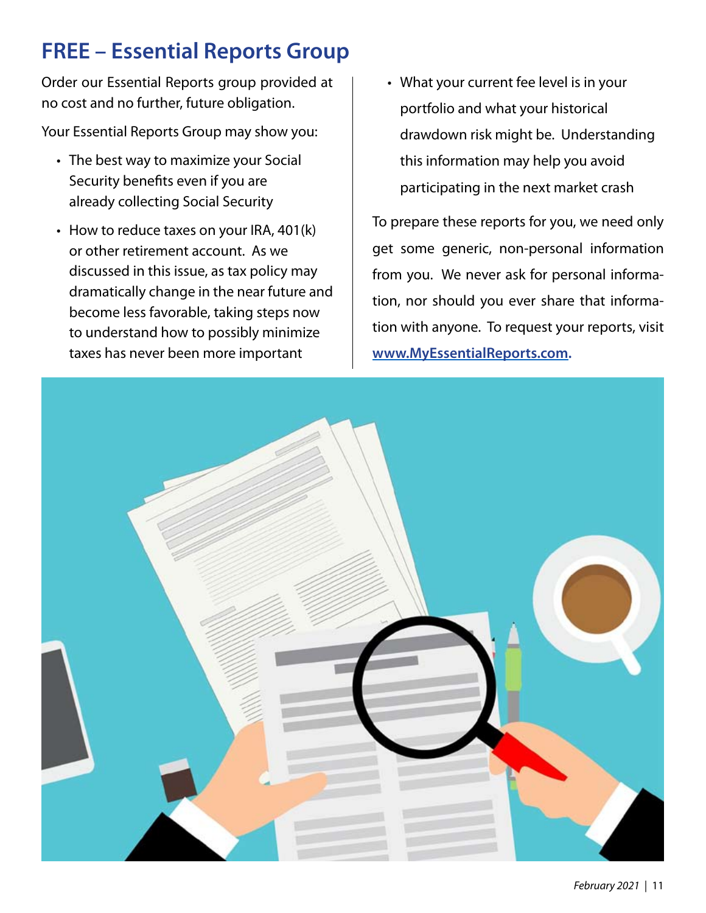# FREE – Essential Reports Group

Order our Essential Reports group provided at no cost and no further, future obligation.

Your Essential Reports Group may show you:

- The best way to maximize your Social Security benefits even if you are already collecting Social Security
- How to reduce taxes on your IRA, 401(k) or other retirement account. As we discussed in this issue, as tax policy may dramatically change in the near future and become less favorable, taking steps now to understand how to possibly minimize taxes has never been more important
- What your current fee level is in your portfolio and what your historical drawdown risk might be. Understanding this information may help you avoid participating in the next market crash

To prepare these reports for you, we need only get some generic, non-personal information from you. We never ask for personal information, nor should you ever share that information with anyone. To request your reports, visit **www.MyEssentialReports.com.**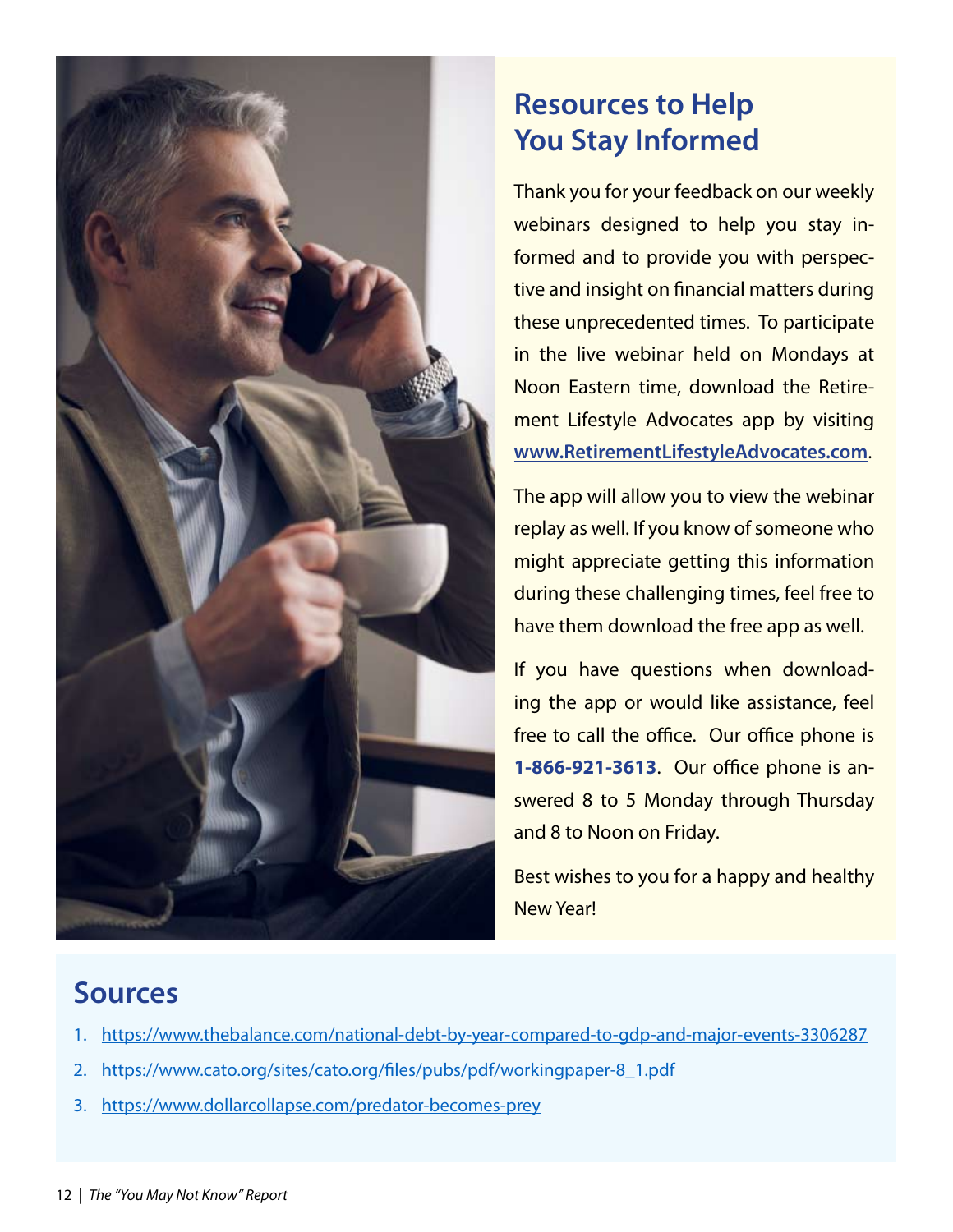## Resources to Help You Stay Informed

Thank you for your feedback on our weekly webinars designed to help you stay informed and to provide you with perspective and insight on financial matters during these unprecedented times. To participate in the live webinar held on Mondays at Noon Eastern time, download the Retirement Lifestyle Advocates app by visiting [www.RetirementLifestyleAdvocates.com](http://www.RetirementLifestyleAdvocates.com).

The app will allow you to view the webinar replay as well. If you know of someone who might appreciate getting this information during these challenging times, feel free to have them download the free app as well.

If you have questions when downloading the app or would like assistance, feel free to call the office. Our office phone is **1-866-921-3613**. Our office phone is answered 8 to 5 Monday through Thursday and 8 to Noon on Friday.

Best wishes to you for a happy and healthy New Year!

## Sources

1. https://www.thebalance.com/national-debt-by-year-compared-to-gdp-and-major-events-3306287
2. https://www.cato.org/sites/cato.org/files/pubs/pdf/workingpaper-8_1.pdf
3. https://www.dollarcollapse.com/predator-becomes-prey